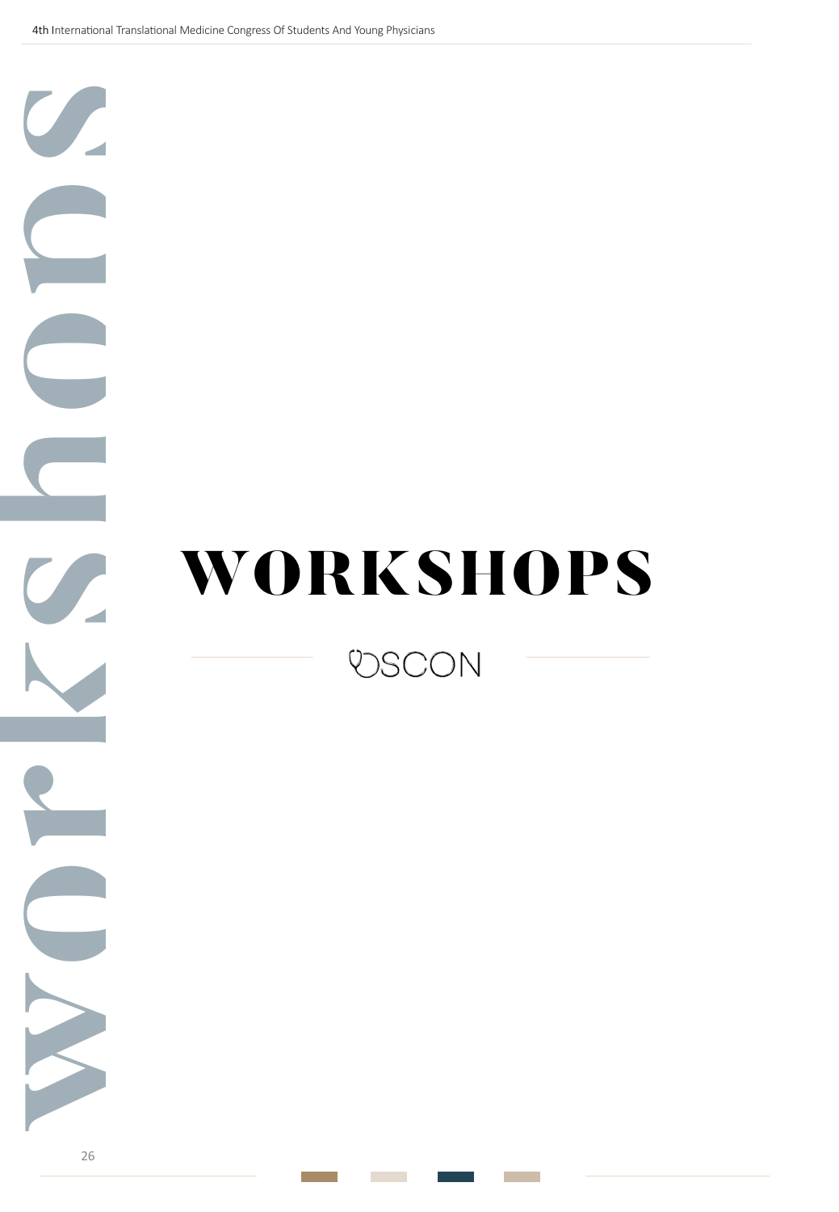# WORKSHOPS

OSCON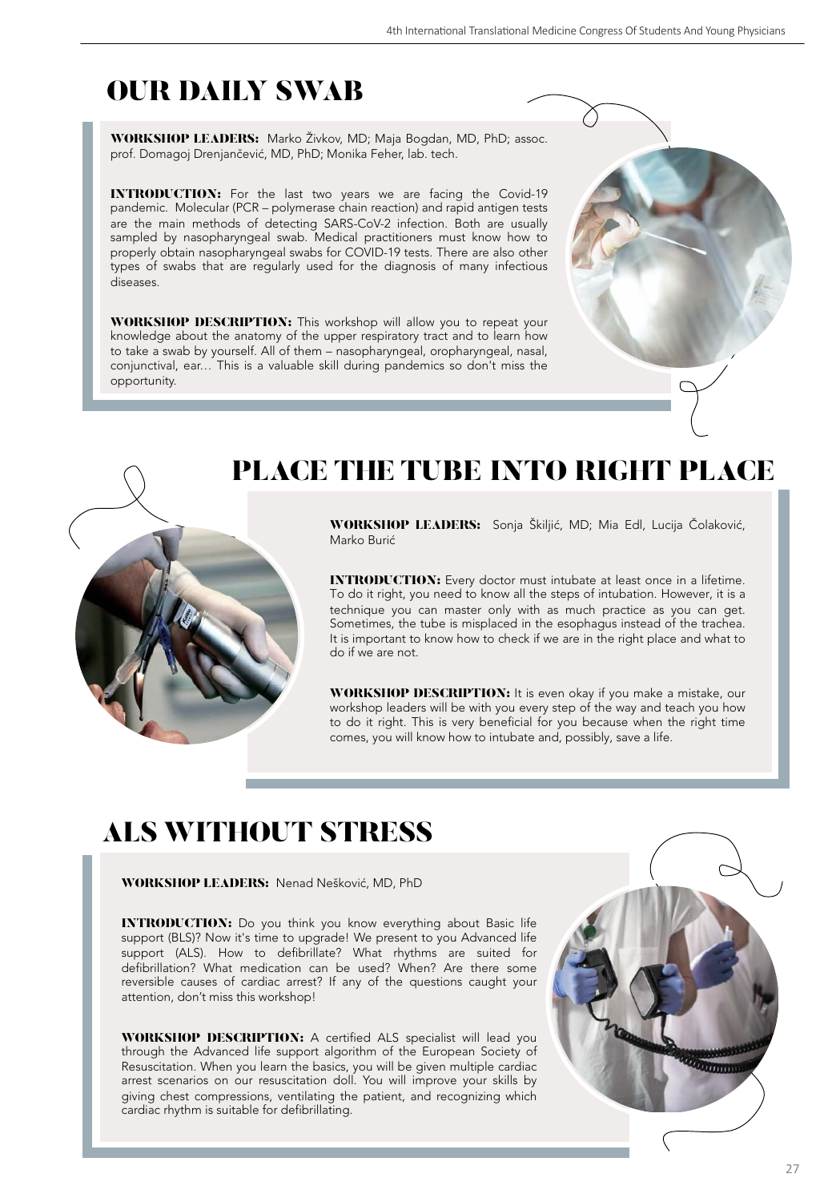# OUR DAILY SWAB

**WORKSHOP LEADERS:** Marko Živkov, MD; Maja Bogdan, MD, PhD; assoc. prof. Domagoj Drenjančević, MD, PhD; Monika Feher, lab. tech.

**INTRODUCTION:** For the last two years we are facing the Covid-19 pandemic. Molecular (PCR – polymerase chain reaction) and rapid antigen tests are the main methods of detecting SARS-CoV-2 infection. Both are usually sampled by nasopharyngeal swab. Medical practitioners must know how to properly obtain nasopharyngeal swabs for COVID-19 tests. There are also other types of swabs that are regularly used for the diagnosis of many infectious diseases.

**WORKSHOP DESCRIPTION:** This workshop will allow you to repeat your knowledge about the anatomy of the upper respiratory tract and to learn how to take a swab by yourself. All of them – nasopharyngeal, oropharyngeal, nasal, conjunctival, ear… This is a valuable skill during pandemics so don't miss the opportunity.

# PLACE THE TUBE INTO RIGHT PLACE

**WORKSHOP LEADERS:** Sonja Škiljić, MD; Mia Edl, Lucija Čolaković, Marko Burić

**INTRODUCTION:** Every doctor must intubate at least once in a lifetime. To do it right, you need to know all the steps of intubation. However, it is a technique you can master only with as much practice as you can get. Sometimes, the tube is misplaced in the esophagus instead of the trachea. It is important to know how to check if we are in the right place and what to do if we are not.

**WORKSHOP DESCRIPTION:** It is even okay if you make a mistake, our workshop leaders will be with you every step of the way and teach you how to do it right. This is very beneficial for you because when the right time comes, you will know how to intubate and, possibly, save a life.

# ALS WITHOUT STRESS

**WORKSHOP LEADERS:** Nenad Nešković, MD, PhD

**INTRODUCTION:** Do you think you know everything about Basic life support (BLS)? Now it's time to upgrade! We present to you Advanced life support (ALS). How to defibrillate? What rhythms are suited for defibrillation? What medication can be used? When? Are there some reversible causes of cardiac arrest? If any of the questions caught your attention, don't miss this workshop!

**WORKSHOP DESCRIPTION:** A certified ALS specialist will lead you through the Advanced life support algorithm of the European Society of Resuscitation. When you learn the basics, you will be given multiple cardiac arrest scenarios on our resuscitation doll. You will improve your skills by giving chest compressions, ventilating the patient, and recognizing which cardiac rhythm is suitable for defibrillating.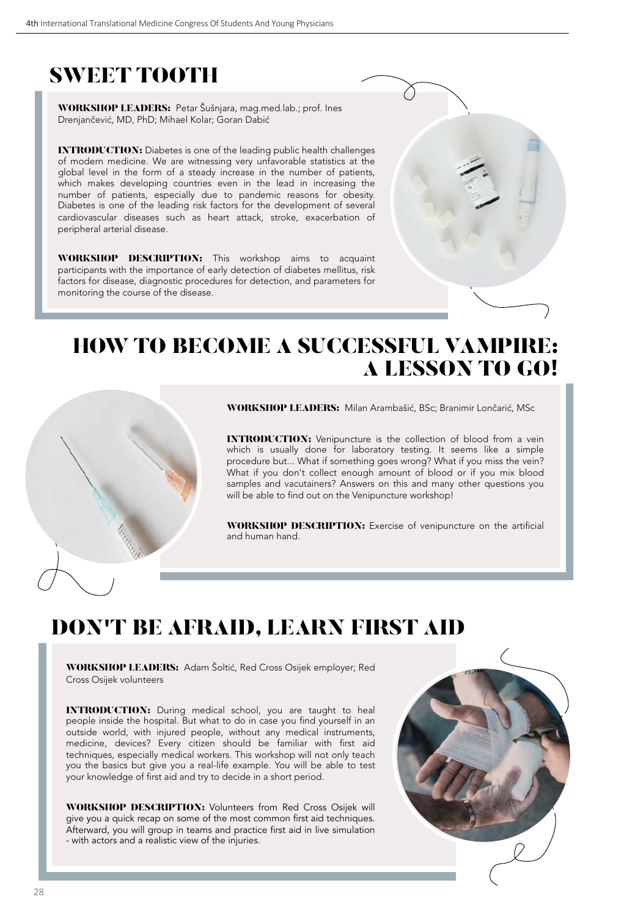## SWEET TOOTH

**WORKSHOP LEADERS:** Petar Šušnjara, mag.med.lab.; prof. Ines Drenjančević, MD, PhD; Mihael Kolar; Goran Dabić

**INTRODUCTION:** Diabetes is one of the leading public health challenges of modern medicine. We are witnessing very unfavorable statistics at the global level in the form of a steady increase in the number of patients, which makes developing countries even in the lead in increasing the number of patients, especially due to pandemic reasons for obesity. Diabetes is one of the leading risk factors for the development of several cardiovascular diseases such as heart attack, stroke, exacerbation of peripheral arterial disease.

**WORKSHOP DESCRIPTION:** This workshop aims to acquaint participants with the importance of early detection of diabetes mellitus, risk factors for disease, diagnostic procedures for detection, and parameters for monitoring the course of the disease.

## HOW TO BECOME A SUCCESSFUL VAMPIRE: A LESSON TO GO!

**WORKSHOP LEADERS:** Milan Arambašić, BSc; Branimir Lončarić, MSc

**INTRODUCTION:** Venipuncture is the collection of blood from a vein which is usually done for laboratory testing. It seems like a simple procedure but... What if something goes wrong? What if you miss the vein? What if you don't collect enough amount of blood or if you mix blood samples and vacutainers? Answers on this and many other questions you will be able to find out on the Venipuncture workshop!

**WORKSHOP DESCRIPTION:** Exercise of venipuncture on the artificial and human hand.

## DON'T BE AFRAID, LEARN FIRST AID

**WORKSHOP LEADERS:** Adam Šoltić, Red Cross Osijek employer; Red Cross Osijek volunteers

**INTRODUCTION:** During medical school, you are taught to heal people inside the hospital. But what to do in case you find yourself in an outside world, with injured people, without any medical instruments, medicine, devices? Every citizen should be familiar with first aid techniques, especially medical workers. This workshop will not only teach you the basics but give you a real-life example. You will be able to test your knowledge of first aid and try to decide in a short period.

**WORKSHOP DESCRIPTION:** Volunteers from Red Cross Osijek will give you a quick recap on some of the most common first aid techniques. Afterward, you will group in teams and practice first aid in live simulation - with actors and a realistic view of the injuries.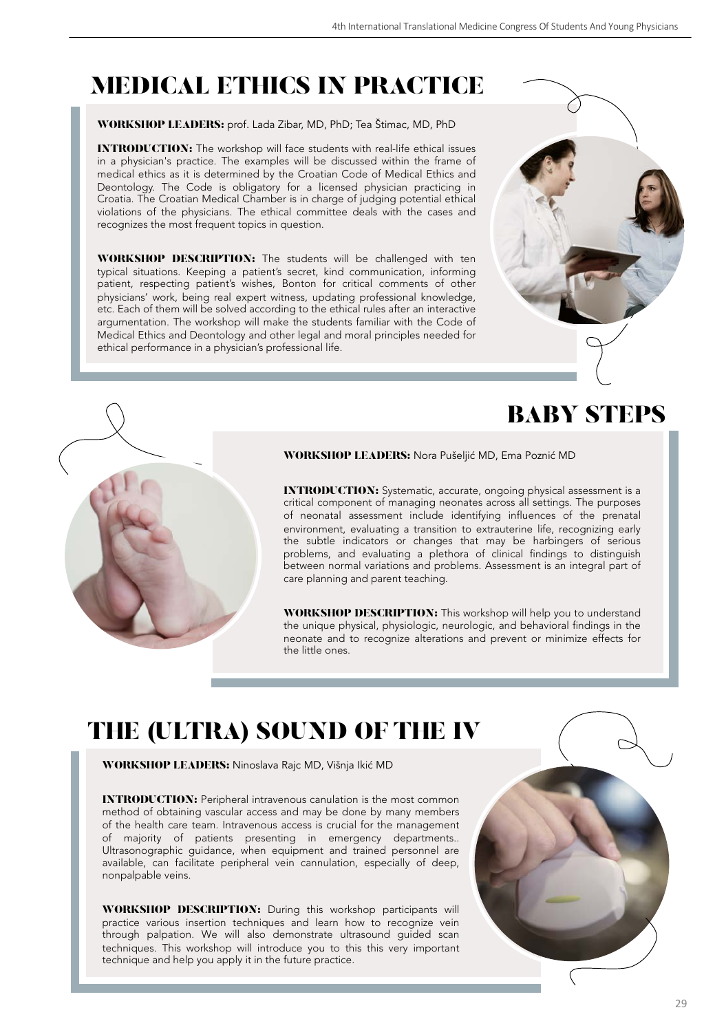# MEDICAL ETHICS IN PRACTICE

**WORKSHOP LEADERS:** prof. Lada Zibar, MD, PhD; Tea Štimac, MD, PhD

**INTRODUCTION:** The workshop will face students with real-life ethical issues in a physician's practice. The examples will be discussed within the frame of medical ethics as it is determined by the Croatian Code of Medical Ethics and Deontology. The Code is obligatory for a licensed physician practicing in Croatia. The Croatian Medical Chamber is in charge of judging potential ethical violations of the physicians. The ethical committee deals with the cases and recognizes the most frequent topics in question.

**WORKSHOP DESCRIPTION:** The students will be challenged with ten typical situations. Keeping a patient's secret, kind communication, informing patient, respecting patient's wishes, Bonton for critical comments of other physicians' work, being real expert witness, updating professional knowledge, etc. Each of them will be solved according to the ethical rules after an interactive argumentation. The workshop will make the students familiar with the Code of Medical Ethics and Deontology and other legal and moral principles needed for ethical performance in a physician's professional life.

# BABY STEPS

**WORKSHOP LEADERS:** Nora Pušeljić MD, Ema Poznić MD

**INTRODUCTION:** Systematic, accurate, ongoing physical assessment is a critical component of managing neonates across all settings. The purposes of neonatal assessment include identifying influences of the prenatal environment, evaluating a transition to extrauterine life, recognizing early the subtle indicators or changes that may be harbingers of serious problems, and evaluating a plethora of clinical findings to distinguish between normal variations and problems. Assessment is an integral part of care planning and parent teaching.

**WORKSHOP DESCRIPTION:** This workshop will help you to understand the unique physical, physiologic, neurologic, and behavioral findings in the neonate and to recognize alterations and prevent or minimize effects for the little ones.

# THE (ULTRA) SOUND OF THE IV

**WORKSHOP LEADERS:** Ninoslava Rajc MD, Višnja Ikić MD

**INTRODUCTION:** Peripheral intravenous canulation is the most common method of obtaining vascular access and may be done by many members of the health care team. Intravenous access is crucial for the management of majority of patients presenting in emergency departments.. Ultrasonographic guidance, when equipment and trained personnel are available, can facilitate peripheral vein cannulation, especially of deep, nonpalpable veins.

**WORKSHOP DESCRIPTION:** During this workshop participants will practice various insertion techniques and learn how to recognize vein through palpation. We will also demonstrate ultrasound guided scan techniques. This workshop will introduce you to this this very important technique and help you apply it in the future practice.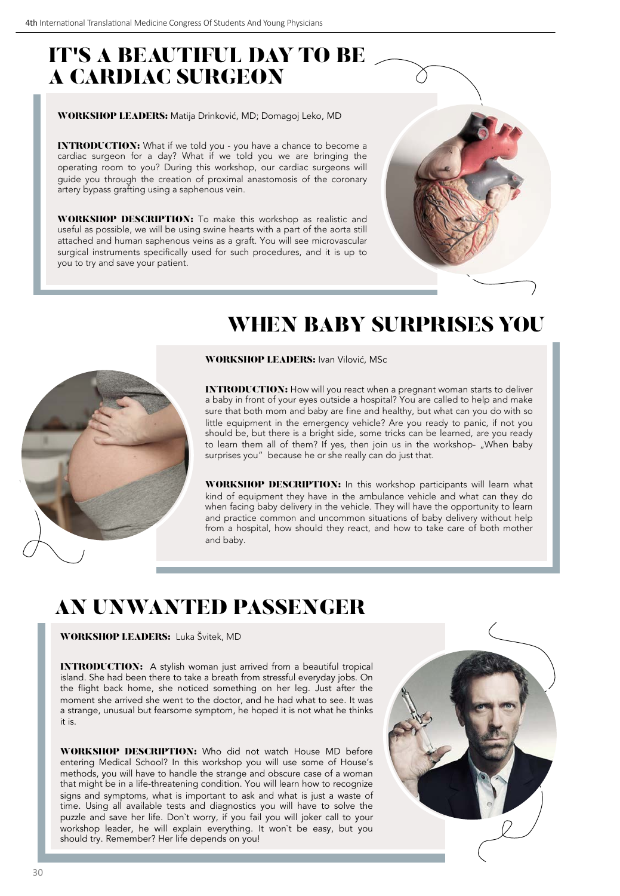# IT'S A BEAUTIFUL DAY TO BE A CARDIAC SURGEON

**WORKSHOP LEADERS:** Matija Drinković, MD; Domagoj Leko, MD

**INTRODUCTION:** What if we told you - you have a chance to become a cardiac surgeon for a day? What if we told you we are bringing the operating room to you? During this workshop, our cardiac surgeons will guide you through the creation of proximal anastomosis of the coronary artery bypass grafting using a saphenous vein.

**WORKSHOP DESCRIPTION:** To make this workshop as realistic and useful as possible, we will be using swine hearts with a part of the aorta still attached and human saphenous veins as a graft. You will see microvascular surgical instruments specifically used for such procedures, and it is up to you to try and save your patient.

# WHEN BABY SURPRISES YOU

**WORKSHOP LEADERS:** Ivan Vilović, MSc

**INTRODUCTION:** How will you react when a pregnant woman starts to deliver a baby in front of your eyes outside a hospital? You are called to help and make sure that both mom and baby are fine and healthy, but what can you do with so little equipment in the emergency vehicle? Are you ready to panic, if not you should be, but there is a bright side, some tricks can be learned, are you ready to learn them all of them? If yes, then join us in the workshop- „When baby surprises you" because he or she really can do just that.

**WORKSHOP DESCRIPTION:** In this workshop participants will learn what kind of equipment they have in the ambulance vehicle and what can they do when facing baby delivery in the vehicle. They will have the opportunity to learn and practice common and uncommon situations of baby delivery without help from a hospital, how should they react, and how to take care of both mother and baby.

# AN UNWANTED PASSENGER

**WORKSHOP LEADERS:** Luka Švitek, MD

**INTRODUCTION:** A stylish woman just arrived from a beautiful tropical island. She had been there to take a breath from stressful everyday jobs. On the flight back home, she noticed something on her leg. Just after the moment she arrived she went to the doctor, and he had what to see. It was a strange, unusual but fearsome symptom, he hoped it is not what he thinks it is.

**WORKSHOP DESCRIPTION:** Who did not watch House MD before entering Medical School? In this workshop you will use some of House's methods, you will have to handle the strange and obscure case of a woman that might be in a life-threatening condition. You will learn how to recognize signs and symptoms, what is important to ask and what is just a waste of time. Using all available tests and diagnostics you will have to solve the puzzle and save her life. Don`t worry, if you fail you will joker call to your workshop leader, he will explain everything. It won`t be easy, but you should try. Remember? Her life depends on you!